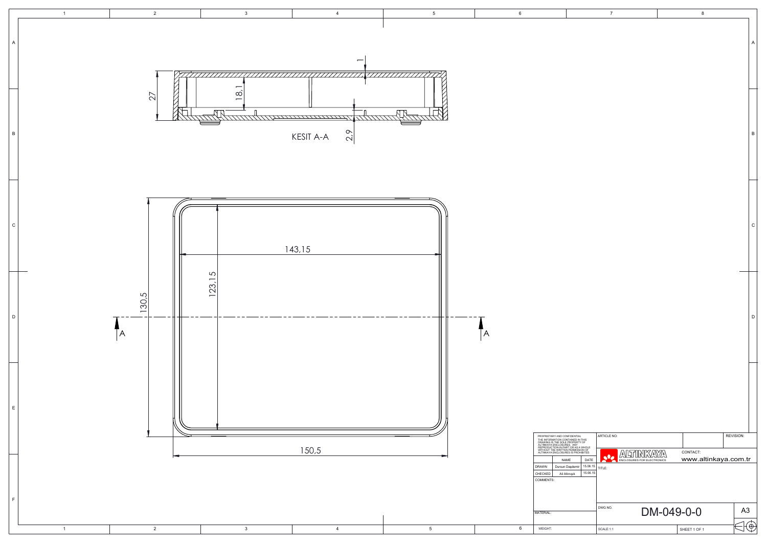KESIT A-A

1

18,1

27

2,9

143,15

123,15

130,5

150,5

A

A

PROPRIETARY AND CONFIDENTIAL
THE INFORMATION CONTAINED IN THIS DRAWING IS THE SOLE PROPERTY OF ALTINKAYA ENCLOSURES. ANY REPRODUCTION IN PART OR AS A WHOLE WITHOUT THE WRITTEN PERMISSION OF ALTINKAYA ENCLOSURES IS PROHIBITED.

| | NAME | DATE |
|---|---|---|
| DRAWN | Dursun Daşdemir | 15.06.15 |
| CHECKED | Ali Altınışık | 15.06.15 |

COMMENTS:

MATERIAL:

WEIGHT:

ARTICLE NO:

REVISION:

ALTINKAYA ENCLOSURES FOR ELECTRONICS

CONTACT: www.altinkaya.com.tr

TITLE:

DWG NO. DM-049-0-0

A3

SCALE:1:1

SHEET 1 OF 1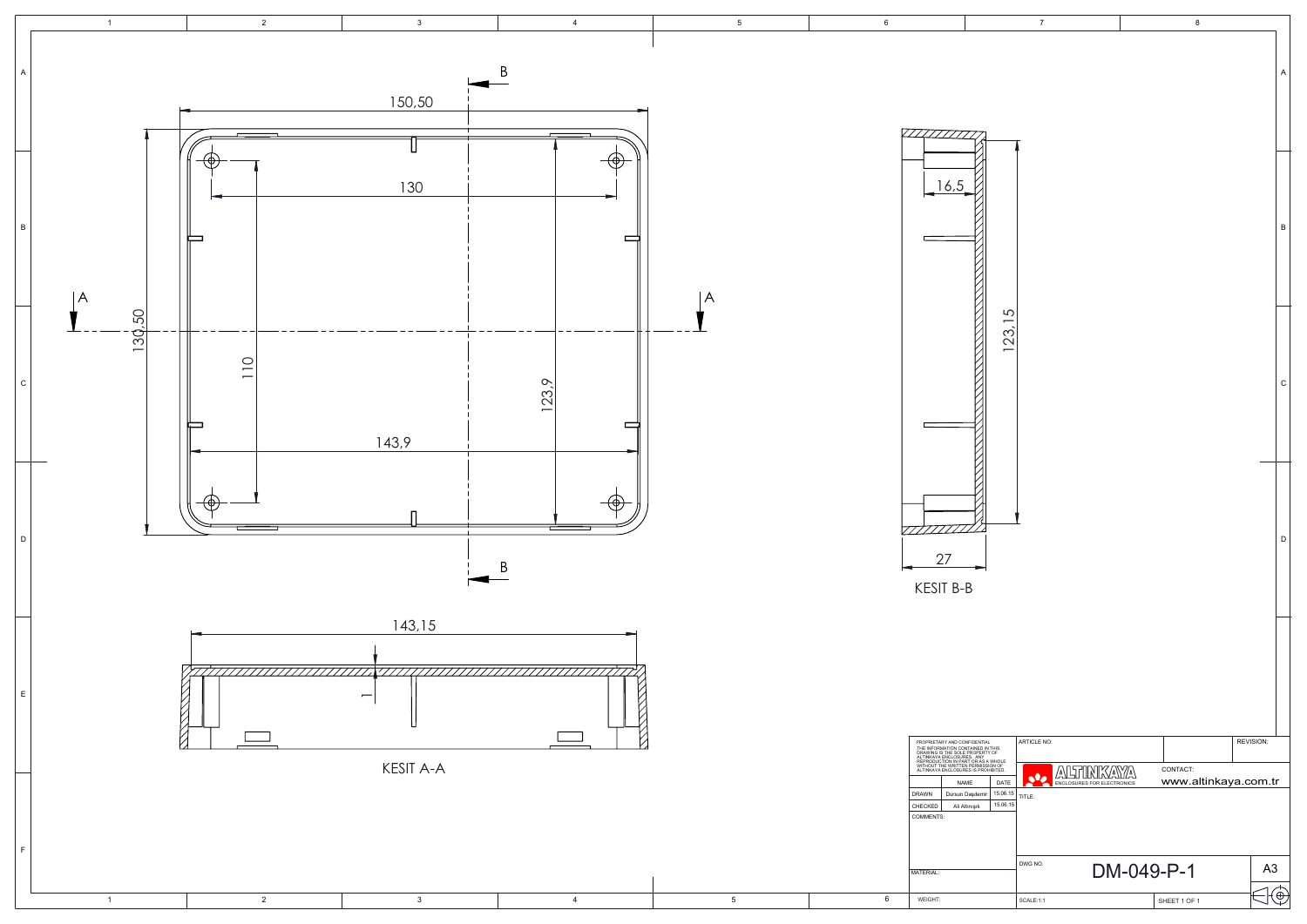150,50

130

130,50

110

123,9

143,9

A

A

B

B

16,5

123,15

27

KESIT B-B

143,15

1

KESIT A-A

PROPRIETARY AND CONFIDENTIAL
THE INFORMATION CONTAINED IN THIS DRAWING IS THE SOLE PROPERTY OF ALTINKAYA ENCLOSURES. ANY REPRODUCTION IN PART OR AS A WHOLE WITHOUT THE WRITTEN PERMISSION OF ALTINKAYA ENCLOSURES IS PROHIBITED.

| | NAME | DATE |
|---|---|---|
| DRAWN | Dursun Daşdemir | 15.06.15 |
| CHECKED | Ali Altınışık | 15.06.15 |

COMMENTS:

MATERIAL:

WEIGHT:

ARTICLE NO:

REVISION:

ALTINKAYA
ENCLOSURES FOR ELECTRONICS

CONTACT:
www.altinkaya.com.tr

TITLE:

DWG NO. DM-049-P-1

A3

SCALE:1:1

SHEET 1 OF 1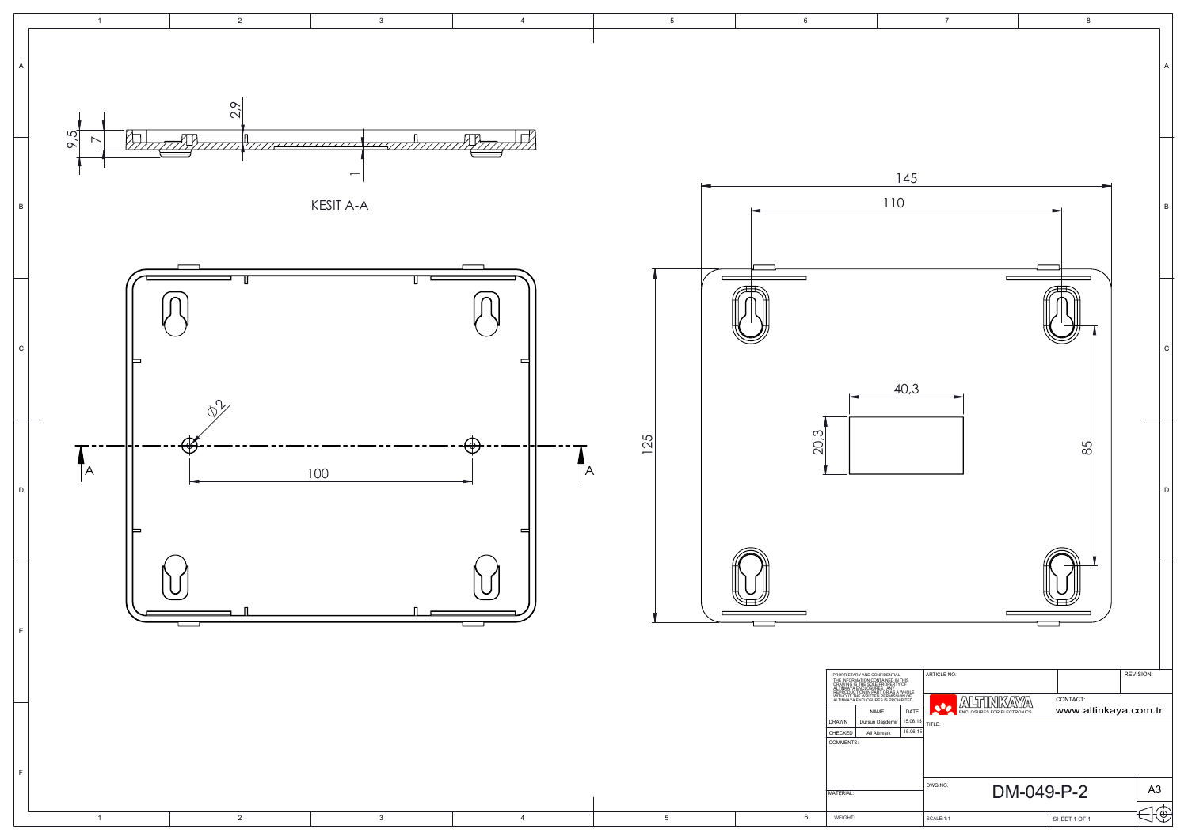KESIT A-A

9,5

7

2,9

1

Ø2

100

A

A

145

110

125

40,3

20,3

85

PROPRIETARY AND CONFIDENTIAL
THE INFORMATION CONTAINED IN THIS DRAWING IS THE SOLE PROPERTY OF ALTINKAYA ENCLOSURES. ANY REPRODUCTION IN PART OR AS A WHOLE WITHOUT THE WRITTEN PERMISSION OF ALTINKAYA ENCLOSURES IS PROHIBITED.

| | NAME | DATE |
|---|---|---|
| DRAWN | Dursun Daşdemir | 15.06.15 |
| CHECKED | Ali Altınışık | 15.06.15 |

COMMENTS:

MATERIAL:

WEIGHT:

ARTICLE NO:

REVISION:

ALTINKAYA
ENCLOSURES FOR ELECTRONICS

CONTACT:
www.altinkaya.com.tr

TITLE:

DWG NO. DM-049-P-2

A3

SCALE:1:1

SHEET 1 OF 1